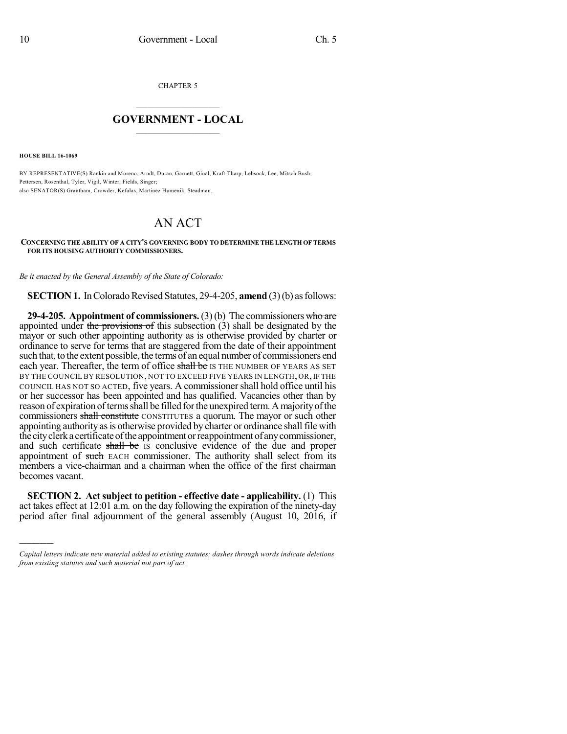CHAPTER 5

# GOVERNMENT - LOCAL

**HOUSE BILL 16-1069**

BY REPRESENTATIVE(S) Rankin and Moreno, Arndt, Duran, Garnett, Ginal, Kraft-Tharp, Lebsock, Lee, Mitsch Bush, Pettersen, Rosenthal, Tyler, Vigil, Winter, Fields, Singer;
also SENATOR(S) Grantham, Crowder, Kefalas, Martinez Humenik, Steadman.

# AN ACT

**CONCERNING THE ABILITY OF A CITY'S GOVERNING BODY TO DETERMINE THE LENGTH OF TERMS FOR ITS HOUSING AUTHORITY COMMISSIONERS.**

*Be it enacted by the General Assembly of the State of Colorado:*

**SECTION 1.** In Colorado Revised Statutes, 29-4-205, **amend** (3) (b) as follows:

**29-4-205. Appointment of commissioners.** (3) (b) The commissioners ~~who are~~ appointed under ~~the provisions of~~ this subsection (3) shall be designated by the mayor or such other appointing authority as is otherwise provided by charter or ordinance to serve for terms that are staggered from the date of their appointment such that, to the extent possible, the terms of an equal number of commissioners end each year. Thereafter, the term of office ~~shall be~~ IS THE NUMBER OF YEARS AS SET BY THE COUNCIL BY RESOLUTION, NOT TO EXCEED FIVE YEARS IN LENGTH, OR, IF THE COUNCIL HAS NOT SO ACTED, five years. A commissioner shall hold office until his or her successor has been appointed and has qualified. Vacancies other than by reason of expiration of terms shall be filled for the unexpired term. A majority of the commissioners ~~shall constitute~~ CONSTITUTES a quorum. The mayor or such other appointing authority as is otherwise provided by charter or ordinance shall file with the city clerk a certificate of the appointment or reappointment of any commissioner, and such certificate ~~shall be~~ IS conclusive evidence of the due and proper appointment of ~~such~~ EACH commissioner. The authority shall select from its members a vice-chairman and a chairman when the office of the first chairman becomes vacant.

**SECTION 2. Act subject to petition - effective date - applicability.** (1) This act takes effect at 12:01 a.m. on the day following the expiration of the ninety-day period after final adjournment of the general assembly (August 10, 2016, if

---

*Capital letters indicate new material added to existing statutes; dashes through words indicate deletions from existing statutes and such material not part of act.*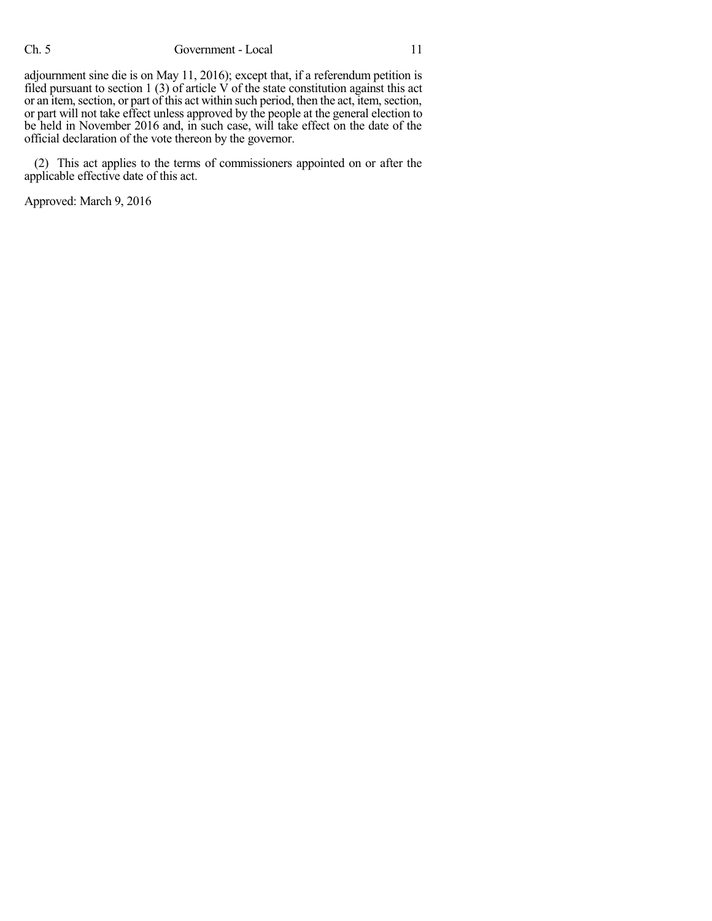adjournment sine die is on May 11, 2016); except that, if a referendum petition is filed pursuant to section 1 (3) of article V of the state constitution against this act or an item, section, or part of this act within such period, then the act, item, section, or part will not take effect unless approved by the people at the general election to be held in November 2016 and, in such case, will take effect on the date of the official declaration of the vote thereon by the governor.

(2) This act applies to the terms of commissioners appointed on or after the applicable effective date of this act.

Approved: March 9, 2016